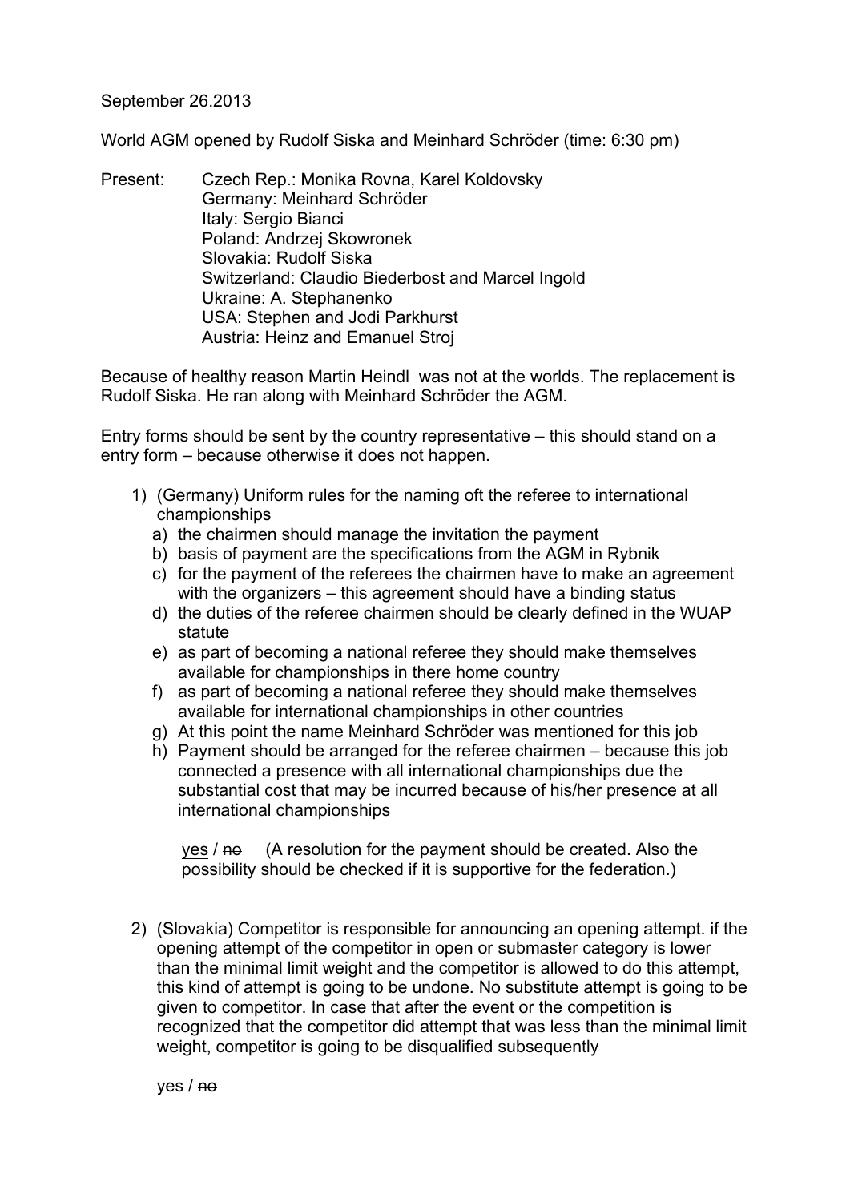September 26.2013

World AGM opened by Rudolf Siska and Meinhard Schröder (time: 6:30 pm)

Present:
- Czech Rep.: Monika Rovna, Karel Koldovsky
- Germany: Meinhard Schröder
- Italy: Sergio Bianci
- Poland: Andrzej Skowronek
- Slovakia: Rudolf Siska
- Switzerland: Claudio Biederbost and Marcel Ingold
- Ukraine: A. Stephanenko
- USA: Stephen and Jodi Parkhurst
- Austria: Heinz and Emanuel Stroj

Because of healthy reason Martin Heindl was not at the worlds. The replacement is Rudolf Siska. He ran along with Meinhard Schröder the AGM.

Entry forms should be sent by the country representative – this should stand on a entry form – because otherwise it does not happen.

1) (Germany) Uniform rules for the naming oft the referee to international championships
   a) the chairmen should manage the invitation the payment
   b) basis of payment are the specifications from the AGM in Rybnik
   c) for the payment of the referees the chairmen have to make an agreement with the organizers – this agreement should have a binding status
   d) the duties of the referee chairmen should be clearly defined in the WUAP statute
   e) as part of becoming a national referee they should make themselves available for championships in there home country
   f) as part of becoming a national referee they should make themselves available for international championships in other countries
   g) At this point the name Meinhard Schröder was mentioned for this job
   h) Payment should be arranged for the referee chairmen – because this job connected a presence with all international championships due the substantial cost that may be incurred because of his/her presence at all international championships

   <u>yes</u> / ~~no~~ (A resolution for the payment should be created. Also the possibility should be checked if it is supportive for the federation.)

2) (Slovakia) Competitor is responsible for announcing an opening attempt. if the opening attempt of the competitor in open or submaster category is lower than the minimal limit weight and the competitor is allowed to do this attempt, this kind of attempt is going to be undone. No substitute attempt is going to be given to competitor. In case that after the event or the competition is recognized that the competitor did attempt that was less than the minimal limit weight, competitor is going to be disqualified subsequently

   <u>yes</u> / ~~no~~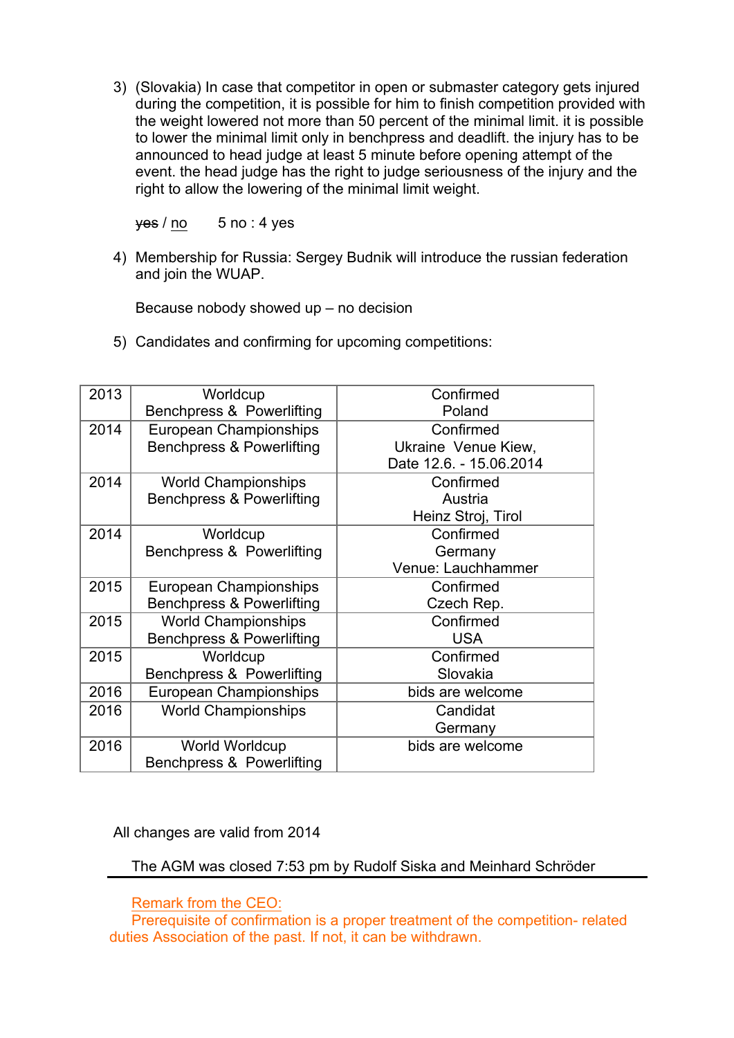3) (Slovakia) In case that competitor in open or submaster category gets injured during the competition, it is possible for him to finish competition provided with the weight lowered not more than 50 percent of the minimal limit. it is possible to lower the minimal limit only in benchpress and deadlift. the injury has to be announced to head judge at least 5 minute before opening attempt of the event. the head judge has the right to judge seriousness of the injury and the right to allow the lowering of the minimal limit weight.

   ~~yes~~ / <u>no</u>   5 no : 4 yes

4) Membership for Russia: Sergey Budnik will introduce the russian federation and join the WUAP.

   Because nobody showed up – no decision

5) Candidates and confirming for upcoming competitions:

| | | |
|---|---|---|
| 2013 | Worldcup Benchpress & Powerlifting | Confirmed Poland |
| 2014 | European Championships Benchpress & Powerlifting | Confirmed Ukraine Venue Kiew, Date 12.6. - 15.06.2014 |
| 2014 | World Championships Benchpress & Powerlifting | Confirmed Austria Heinz Stroj, Tirol |
| 2014 | Worldcup Benchpress & Powerlifting | Confirmed Germany Venue: Lauchhammer |
| 2015 | European Championships Benchpress & Powerlifting | Confirmed Czech Rep. |
| 2015 | World Championships Benchpress & Powerlifting | Confirmed USA |
| 2015 | Worldcup Benchpress & Powerlifting | Confirmed Slovakia |
| 2016 | European Championships | bids are welcome |
| 2016 | World Championships | Candidat Germany |
| 2016 | World Worldcup Benchpress & Powerlifting | bids are welcome |

All changes are valid from 2014

The AGM was closed 7:53 pm by Rudolf Siska and Meinhard Schröder

---

<u>Remark from the CEO:</u>
Prerequisite of confirmation is a proper treatment of the competition- related duties Association of the past. If not, it can be withdrawn.